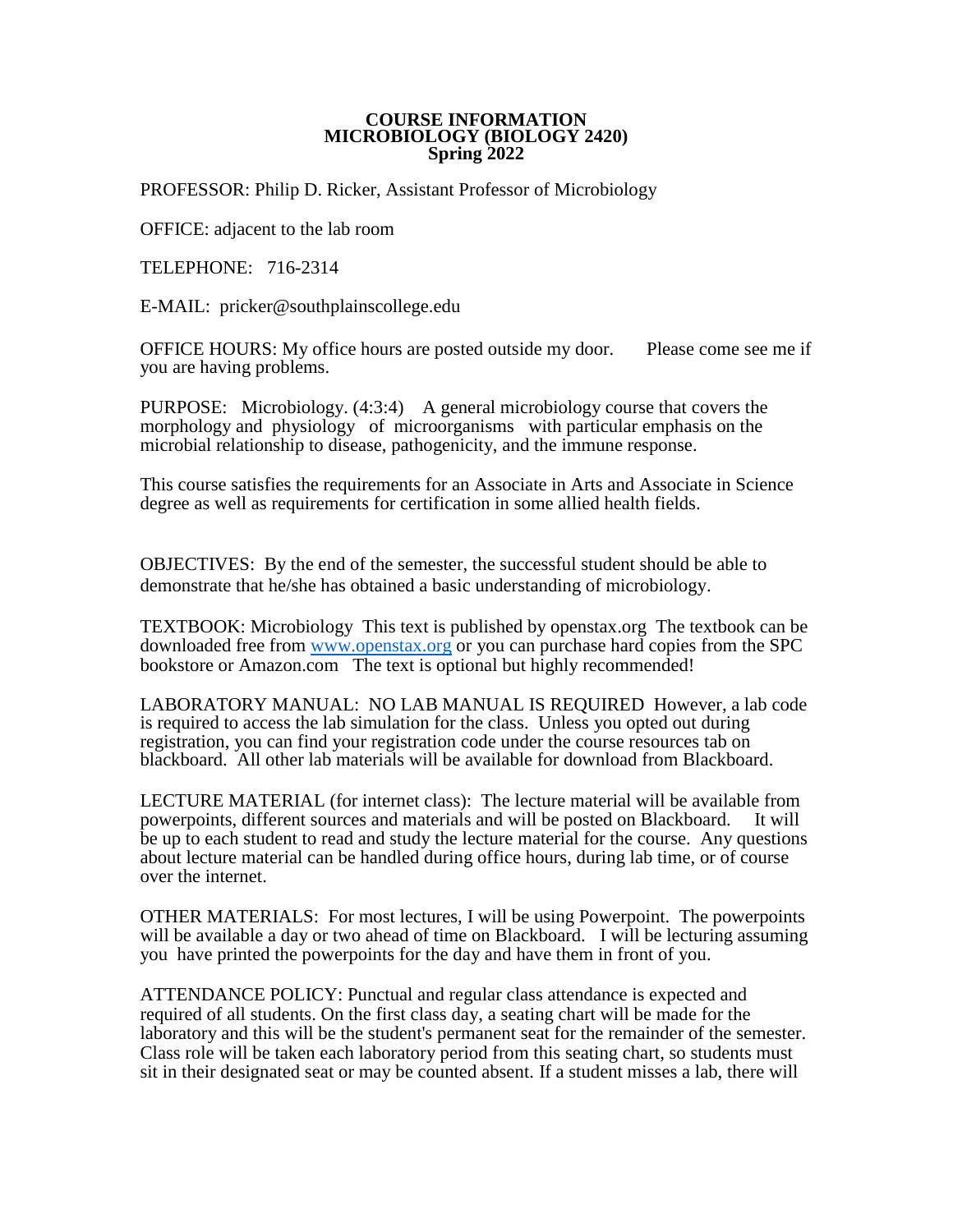**COURSE INFORMATION**
**MICROBIOLOGY (BIOLOGY 2420)**
**Spring 2022**

PROFESSOR: Philip D. Ricker, Assistant Professor of Microbiology

OFFICE: adjacent to the lab room

TELEPHONE: 716-2314

E-MAIL: pricker@southplainscollege.edu

OFFICE HOURS: My office hours are posted outside my door. Please come see me if you are having problems.

PURPOSE: Microbiology. (4:3:4) A general microbiology course that covers the morphology and physiology of microorganisms with particular emphasis on the microbial relationship to disease, pathogenicity, and the immune response.

This course satisfies the requirements for an Associate in Arts and Associate in Science degree as well as requirements for certification in some allied health fields.

OBJECTIVES: By the end of the semester, the successful student should be able to demonstrate that he/she has obtained a basic understanding of microbiology.

TEXTBOOK: Microbiology This text is published by openstax.org The textbook can be downloaded free from www.openstax.org or you can purchase hard copies from the SPC bookstore or Amazon.com The text is optional but highly recommended!

LABORATORY MANUAL: NO LAB MANUAL IS REQUIRED However, a lab code is required to access the lab simulation for the class. Unless you opted out during registration, you can find your registration code under the course resources tab on blackboard. All other lab materials will be available for download from Blackboard.

LECTURE MATERIAL (for internet class): The lecture material will be available from powerpoints, different sources and materials and will be posted on Blackboard. It will be up to each student to read and study the lecture material for the course. Any questions about lecture material can be handled during office hours, during lab time, or of course over the internet.

OTHER MATERIALS: For most lectures, I will be using Powerpoint. The powerpoints will be available a day or two ahead of time on Blackboard. I will be lecturing assuming you have printed the powerpoints for the day and have them in front of you.

ATTENDANCE POLICY: Punctual and regular class attendance is expected and required of all students. On the first class day, a seating chart will be made for the laboratory and this will be the student's permanent seat for the remainder of the semester. Class role will be taken each laboratory period from this seating chart, so students must sit in their designated seat or may be counted absent. If a student misses a lab, there will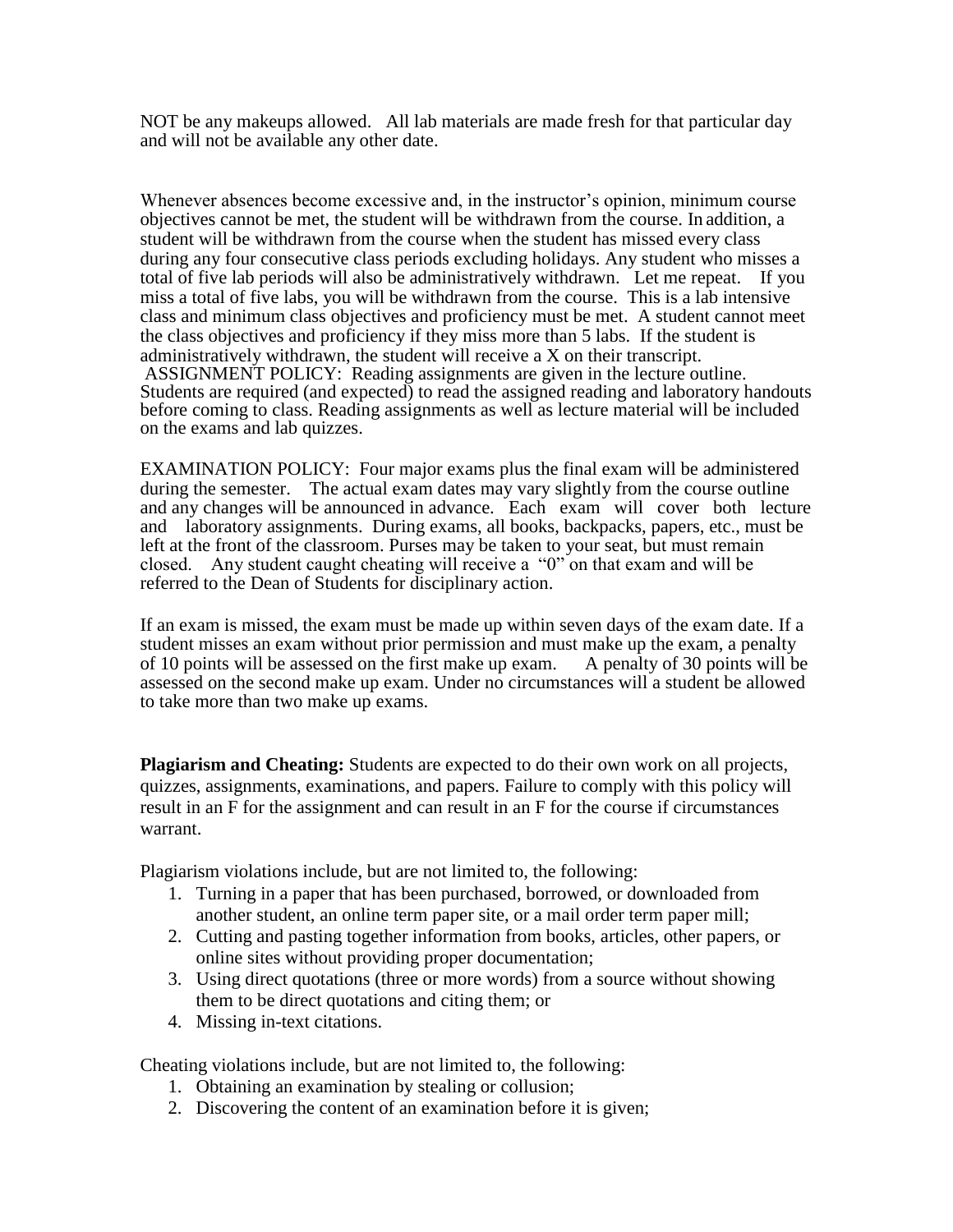NOT be any makeups allowed. All lab materials are made fresh for that particular day and will not be available any other date.

Whenever absences become excessive and, in the instructor's opinion, minimum course objectives cannot be met, the student will be withdrawn from the course. In addition, a student will be withdrawn from the course when the student has missed every class during any four consecutive class periods excluding holidays. Any student who misses a total of five lab periods will also be administratively withdrawn. Let me repeat. If you miss a total of five labs, you will be withdrawn from the course. This is a lab intensive class and minimum class objectives and proficiency must be met. A student cannot meet the class objectives and proficiency if they miss more than 5 labs. If the student is administratively withdrawn, the student will receive a X on their transcript.
ASSIGNMENT POLICY: Reading assignments are given in the lecture outline. Students are required (and expected) to read the assigned reading and laboratory handouts before coming to class. Reading assignments as well as lecture material will be included on the exams and lab quizzes.

EXAMINATION POLICY: Four major exams plus the final exam will be administered during the semester. The actual exam dates may vary slightly from the course outline and any changes will be announced in advance. Each exam will cover both lecture and laboratory assignments. During exams, all books, backpacks, papers, etc., must be left at the front of the classroom. Purses may be taken to your seat, but must remain closed. Any student caught cheating will receive a "0" on that exam and will be referred to the Dean of Students for disciplinary action.

If an exam is missed, the exam must be made up within seven days of the exam date. If a student misses an exam without prior permission and must make up the exam, a penalty of 10 points will be assessed on the first make up exam. A penalty of 30 points will be assessed on the second make up exam. Under no circumstances will a student be allowed to take more than two make up exams.

**Plagiarism and Cheating:** Students are expected to do their own work on all projects, quizzes, assignments, examinations, and papers. Failure to comply with this policy will result in an F for the assignment and can result in an F for the course if circumstances warrant.

Plagiarism violations include, but are not limited to, the following:

1. Turning in a paper that has been purchased, borrowed, or downloaded from another student, an online term paper site, or a mail order term paper mill;
2. Cutting and pasting together information from books, articles, other papers, or online sites without providing proper documentation;
3. Using direct quotations (three or more words) from a source without showing them to be direct quotations and citing them; or
4. Missing in-text citations.

Cheating violations include, but are not limited to, the following:

1. Obtaining an examination by stealing or collusion;
2. Discovering the content of an examination before it is given;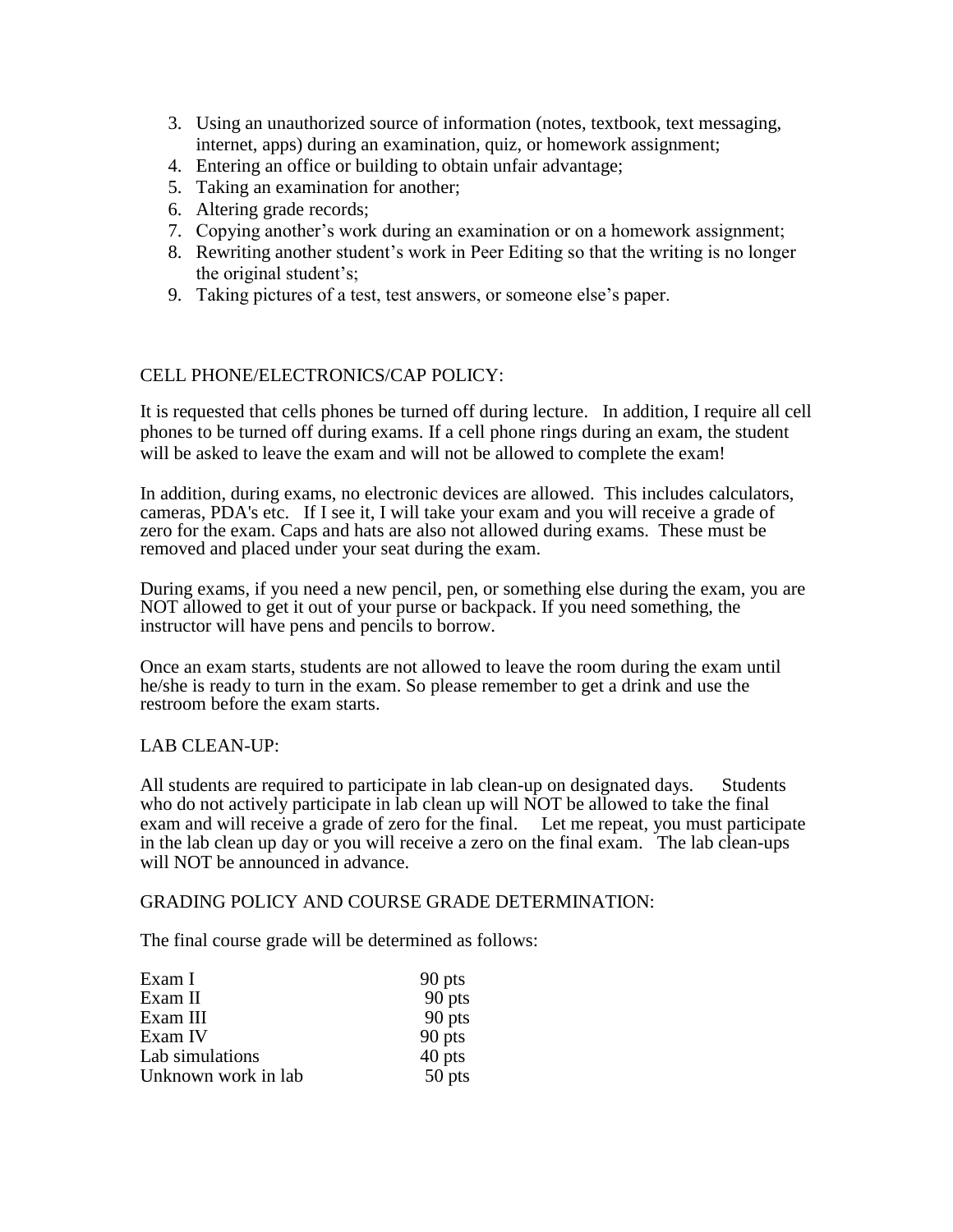3. Using an unauthorized source of information (notes, textbook, text messaging, internet, apps) during an examination, quiz, or homework assignment;
4. Entering an office or building to obtain unfair advantage;
5. Taking an examination for another;
6. Altering grade records;
7. Copying another's work during an examination or on a homework assignment;
8. Rewriting another student's work in Peer Editing so that the writing is no longer the original student's;
9. Taking pictures of a test, test answers, or someone else's paper.

CELL PHONE/ELECTRONICS/CAP POLICY:

It is requested that cells phones be turned off during lecture. In addition, I require all cell phones to be turned off during exams. If a cell phone rings during an exam, the student will be asked to leave the exam and will not be allowed to complete the exam!

In addition, during exams, no electronic devices are allowed. This includes calculators, cameras, PDA's etc. If I see it, I will take your exam and you will receive a grade of zero for the exam. Caps and hats are also not allowed during exams. These must be removed and placed under your seat during the exam.

During exams, if you need a new pencil, pen, or something else during the exam, you are NOT allowed to get it out of your purse or backpack. If you need something, the instructor will have pens and pencils to borrow.

Once an exam starts, students are not allowed to leave the room during the exam until he/she is ready to turn in the exam. So please remember to get a drink and use the restroom before the exam starts.

LAB CLEAN-UP:

All students are required to participate in lab clean-up on designated days. Students who do not actively participate in lab clean up will NOT be allowed to take the final exam and will receive a grade of zero for the final. Let me repeat, you must participate in the lab clean up day or you will receive a zero on the final exam. The lab clean-ups will NOT be announced in advance.

GRADING POLICY AND COURSE GRADE DETERMINATION:

The final course grade will be determined as follows:

| | |
|---|---|
| Exam I | 90 pts |
| Exam II | 90 pts |
| Exam III | 90 pts |
| Exam IV | 90 pts |
| Lab simulations | 40 pts |
| Unknown work in lab | 50 pts |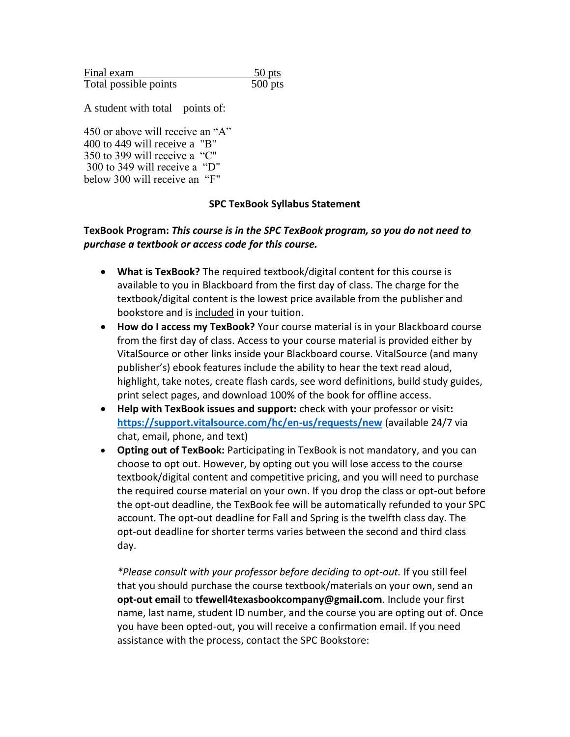| Final exam | 50 pts |
| --- | --- |
| Total possible points | 500 pts |

A student with total points of:

450 or above will receive an "A"
400 to 449 will receive a "B"
350 to 399 will receive a "C"
300 to 349 will receive a "D"
below 300 will receive an "F"

## SPC TexBook Syllabus Statement

**TexBook Program:** ***This course is in the SPC TexBook program, so you do not need to purchase a textbook or access code for this course.***

- **What is TexBook?** The required textbook/digital content for this course is available to you in Blackboard from the first day of class. The charge for the textbook/digital content is the lowest price available from the publisher and bookstore and is included in your tuition.
- **How do I access my TexBook?** Your course material is in your Blackboard course from the first day of class. Access to your course material is provided either by VitalSource or other links inside your Blackboard course. VitalSource (and many publisher's) ebook features include the ability to hear the text read aloud, highlight, take notes, create flash cards, see word definitions, build study guides, print select pages, and download 100% of the book for offline access.
- **Help with TexBook issues and support:** check with your professor or visit**:** **https://support.vitalsource.com/hc/en-us/requests/new** (available 24/7 via chat, email, phone, and text)
- **Opting out of TexBook:** Participating in TexBook is not mandatory, and you can choose to opt out. However, by opting out you will lose access to the course textbook/digital content and competitive pricing, and you will need to purchase the required course material on your own. If you drop the class or opt-out before the opt-out deadline, the TexBook fee will be automatically refunded to your SPC account. The opt-out deadline for Fall and Spring is the twelfth class day. The opt-out deadline for shorter terms varies between the second and third class day.

  *\*Please consult with your professor before deciding to opt-out.* If you still feel that you should purchase the course textbook/materials on your own, send an **opt-out email** to **tfewell4texasbookcompany@gmail.com**. Include your first name, last name, student ID number, and the course you are opting out of. Once you have been opted-out, you will receive a confirmation email. If you need assistance with the process, contact the SPC Bookstore: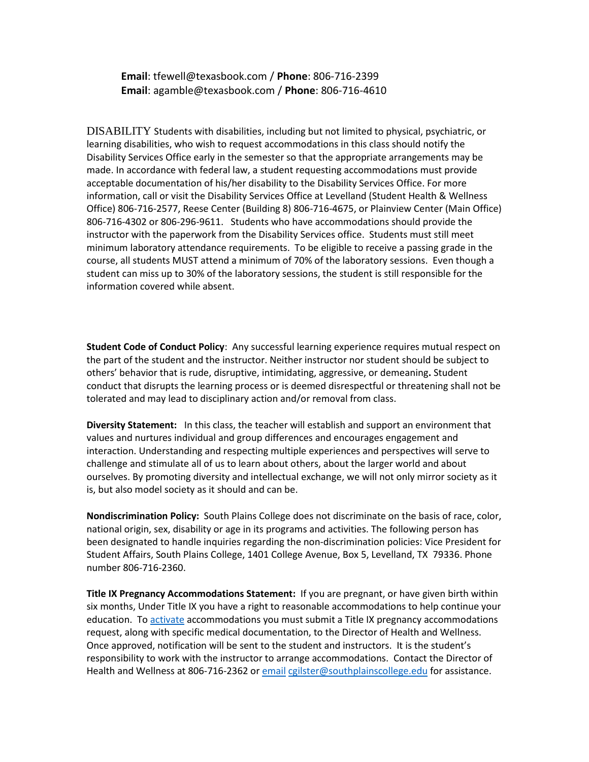**Email**: tfewell@texasbook.com / **Phone**: 806-716-2399
**Email**: agamble@texasbook.com / **Phone**: 806-716-4610

DISABILITY Students with disabilities, including but not limited to physical, psychiatric, or learning disabilities, who wish to request accommodations in this class should notify the Disability Services Office early in the semester so that the appropriate arrangements may be made. In accordance with federal law, a student requesting accommodations must provide acceptable documentation of his/her disability to the Disability Services Office. For more information, call or visit the Disability Services Office at Levelland (Student Health & Wellness Office) 806-716-2577, Reese Center (Building 8) 806-716-4675, or Plainview Center (Main Office) 806-716-4302 or 806-296-9611. Students who have accommodations should provide the instructor with the paperwork from the Disability Services office. Students must still meet minimum laboratory attendance requirements. To be eligible to receive a passing grade in the course, all students MUST attend a minimum of 70% of the laboratory sessions. Even though a student can miss up to 30% of the laboratory sessions, the student is still responsible for the information covered while absent.

**Student Code of Conduct Policy**: Any successful learning experience requires mutual respect on the part of the student and the instructor. Neither instructor nor student should be subject to others' behavior that is rude, disruptive, intimidating, aggressive, or demeaning**.** Student conduct that disrupts the learning process or is deemed disrespectful or threatening shall not be tolerated and may lead to disciplinary action and/or removal from class.

**Diversity Statement:** In this class, the teacher will establish and support an environment that values and nurtures individual and group differences and encourages engagement and interaction. Understanding and respecting multiple experiences and perspectives will serve to challenge and stimulate all of us to learn about others, about the larger world and about ourselves. By promoting diversity and intellectual exchange, we will not only mirror society as it is, but also model society as it should and can be.

**Nondiscrimination Policy:** South Plains College does not discriminate on the basis of race, color, national origin, sex, disability or age in its programs and activities. The following person has been designated to handle inquiries regarding the non-discrimination policies: Vice President for Student Affairs, South Plains College, 1401 College Avenue, Box 5, Levelland, TX 79336. Phone number 806-716-2360.

**Title IX Pregnancy Accommodations Statement:** If you are pregnant, or have given birth within six months, Under Title IX you have a right to reasonable accommodations to help continue your education. To activate accommodations you must submit a Title IX pregnancy accommodations request, along with specific medical documentation, to the Director of Health and Wellness. Once approved, notification will be sent to the student and instructors. It is the student's responsibility to work with the instructor to arrange accommodations. Contact the Director of Health and Wellness at 806-716-2362 or email cgilster@southplainscollege.edu for assistance.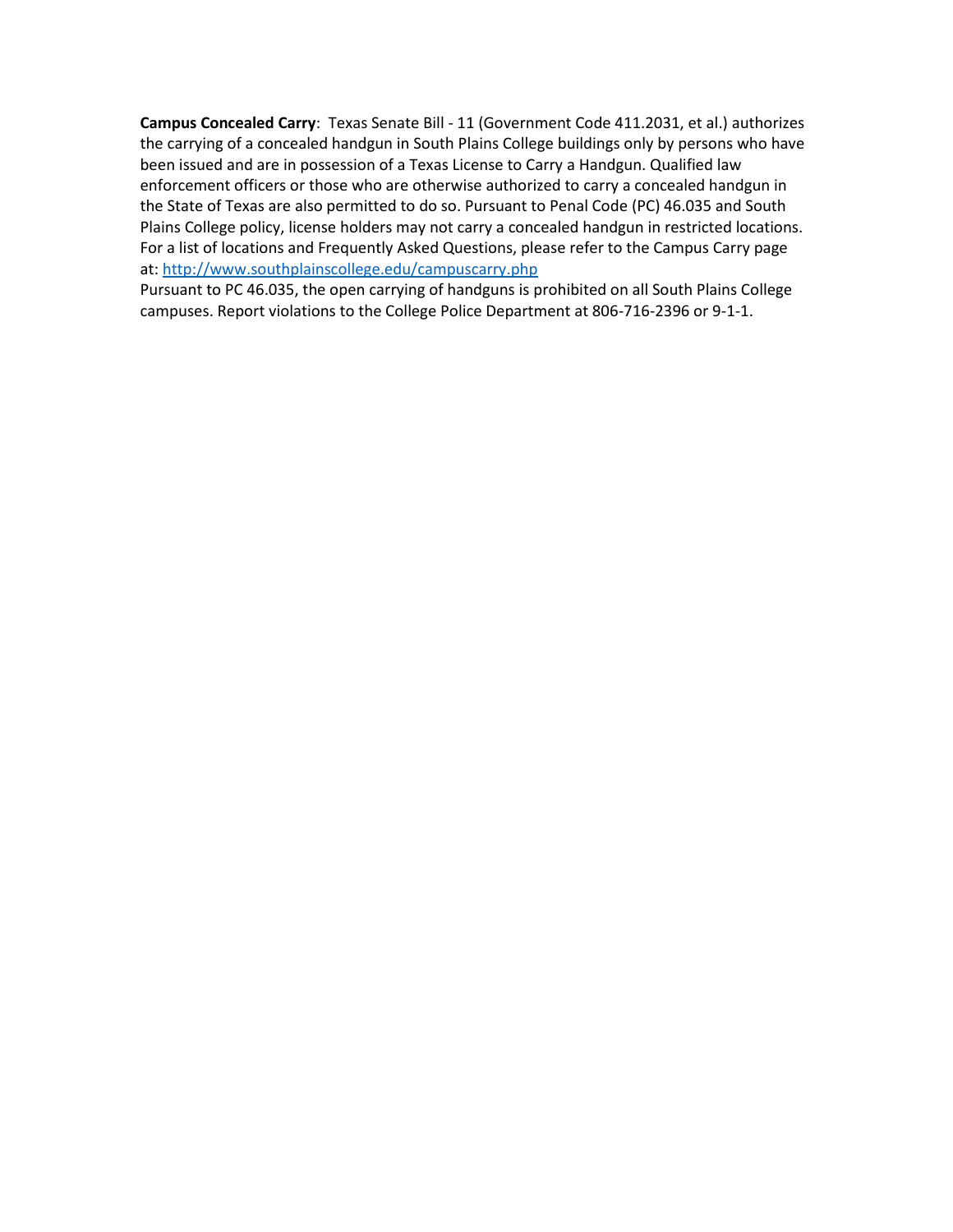**Campus Concealed Carry**: Texas Senate Bill - 11 (Government Code 411.2031, et al.) authorizes the carrying of a concealed handgun in South Plains College buildings only by persons who have been issued and are in possession of a Texas License to Carry a Handgun. Qualified law enforcement officers or those who are otherwise authorized to carry a concealed handgun in the State of Texas are also permitted to do so. Pursuant to Penal Code (PC) 46.035 and South Plains College policy, license holders may not carry a concealed handgun in restricted locations. For a list of locations and Frequently Asked Questions, please refer to the Campus Carry page at: [http://www.southplainscollege.edu/campuscarry.php](http://www.southplainscollege.edu/campuscarry.php)

Pursuant to PC 46.035, the open carrying of handguns is prohibited on all South Plains College campuses. Report violations to the College Police Department at 806-716-2396 or 9-1-1.